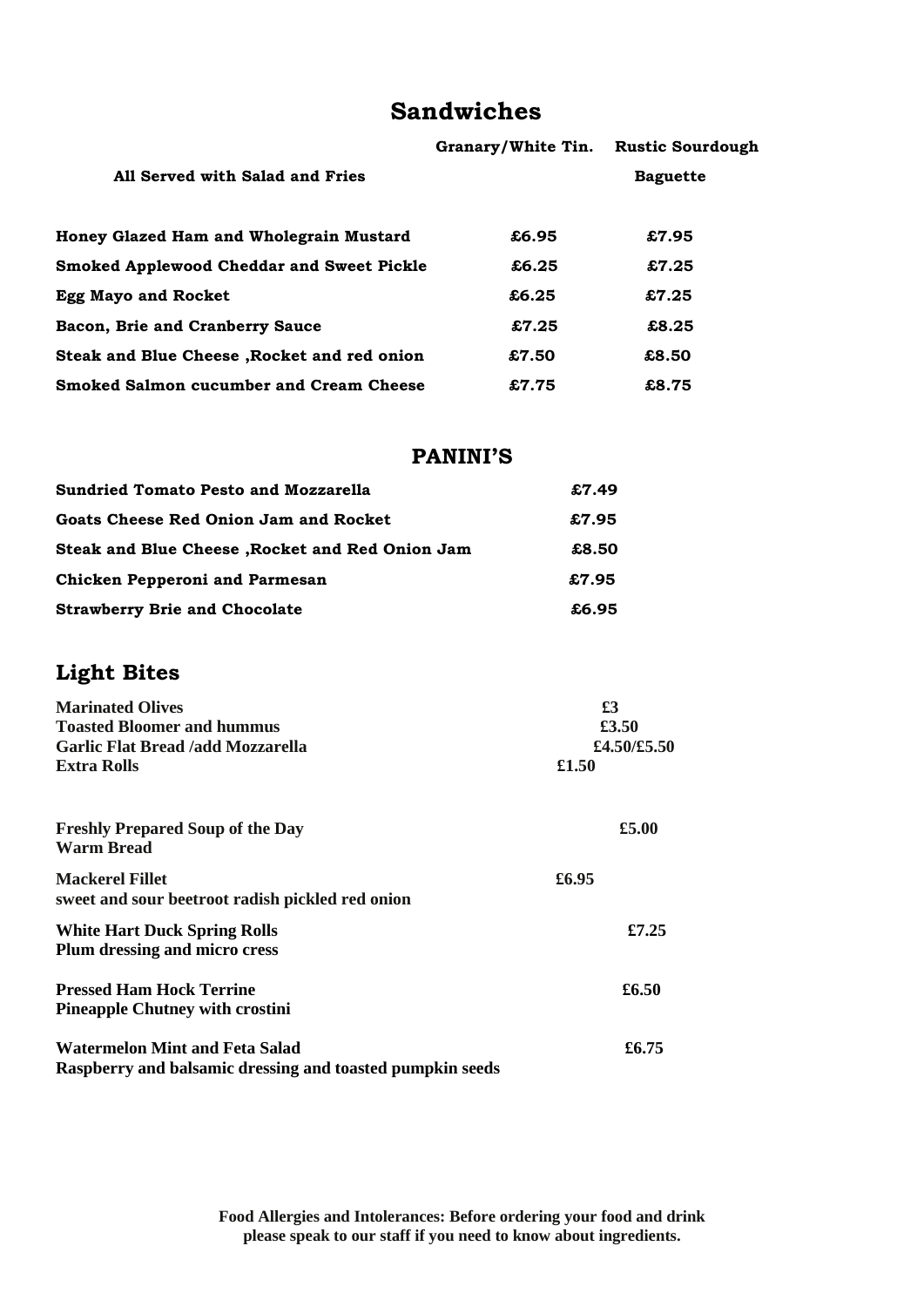# Sandwiches

| All Served with Salad and Fries | Granary/White Tin. | Rustic Sourdough Baguette |
|---|---|---|
| **Honey Glazed Ham and Wholegrain Mustard** | £6.95 | £7.95 |
| **Smoked Applewood Cheddar and Sweet Pickle** | £6.25 | £7.25 |
| **Egg Mayo and Rocket** | £6.25 | £7.25 |
| **Bacon, Brie and Cranberry Sauce** | £7.25 | £8.25 |
| **Steak and Blue Cheese ,Rocket and red onion** | £7.50 | £8.50 |
| **Smoked Salmon cucumber and Cream Cheese** | £7.75 | £8.75 |

## PANINI'S

| | |
|---|---|
| **Sundried Tomato Pesto and Mozzarella** | £7.49 |
| **Goats Cheese Red Onion Jam and Rocket** | £7.95 |
| **Steak and Blue Cheese ,Rocket and Red Onion Jam** | £8.50 |
| **Chicken Pepperoni and Parmesan** | £7.95 |
| **Strawberry Brie and Chocolate** | £6.95 |

# Light Bites

| | |
|---|---|
| **Marinated Olives** | £3 |
| **Toasted Bloomer and hummus** | £3.50 |
| **Garlic Flat Bread /add Mozzarella** | £4.50/£5.50 |
| **Extra Rolls** | £1.50 |

**Freshly Prepared Soup of the Day** — £5.00
**Warm Bread**

**Mackerel Fillet** — £6.95
**sweet and sour beetroot radish pickled red onion**

**White Hart Duck Spring Rolls** — £7.25
**Plum dressing and micro cress**

**Pressed Ham Hock Terrine** — £6.50
**Pineapple Chutney with crostini**

**Watermelon Mint and Feta Salad** — £6.75
**Raspberry and balsamic dressing and toasted pumpkin seeds**

**Food Allergies and Intolerances: Before ordering your food and drink please speak to our staff if you need to know about ingredients.**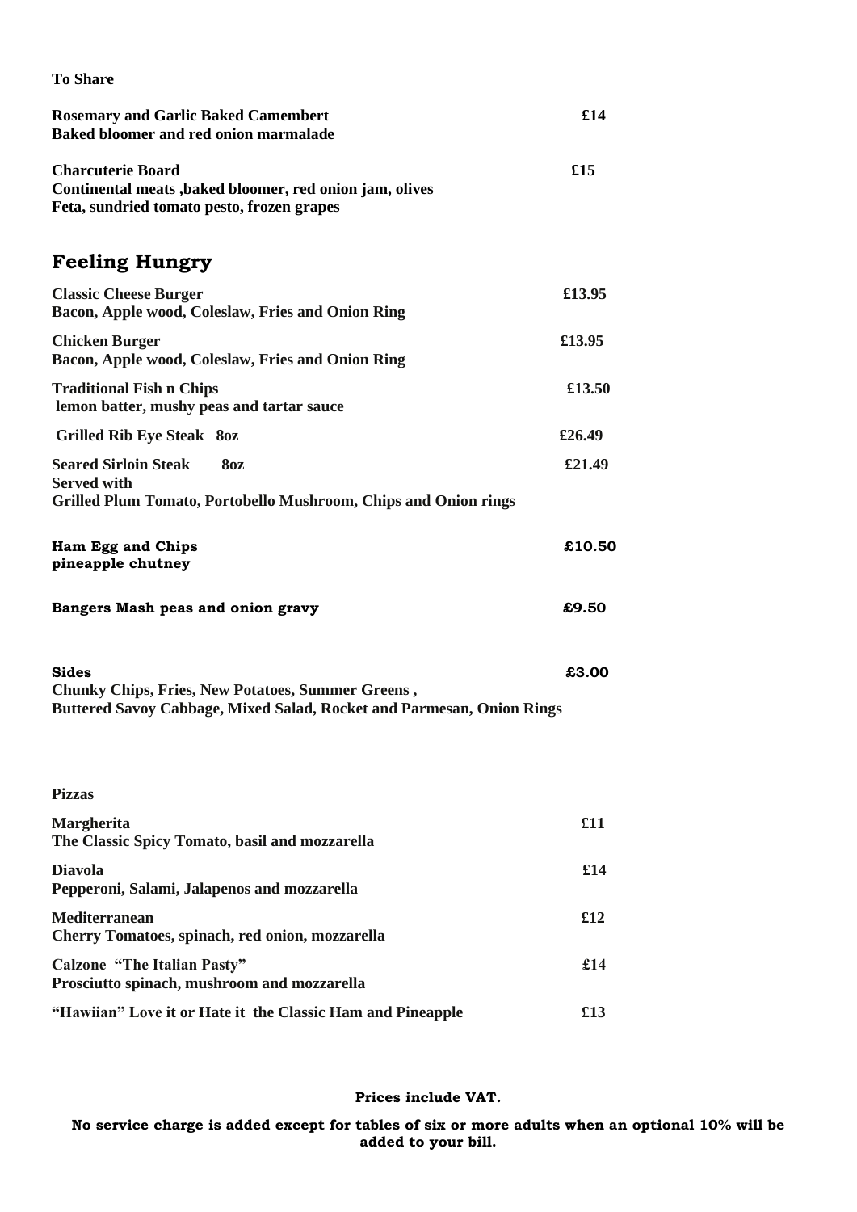**To Share**

**Rosemary and Garlic Baked Camembert** **£14**
**Baked bloomer and red onion marmalade**

**Charcuterie Board** **£15**
**Continental meats ,baked bloomer, red onion jam, olives**
**Feta, sundried tomato pesto, frozen grapes**

## Feeling Hungry

**Classic Cheese Burger** **£13.95**
**Bacon, Apple wood, Coleslaw, Fries and Onion Ring**

**Chicken Burger** **£13.95**
**Bacon, Apple wood, Coleslaw, Fries and Onion Ring**

**Traditional Fish n Chips** **£13.50**
**lemon batter, mushy peas and tartar sauce**

**Grilled Rib Eye Steak 8oz** **£26.49**

**Seared Sirloin Steak 8oz** **£21.49**
**Served with**
**Grilled Plum Tomato, Portobello Mushroom, Chips and Onion rings**

**Ham Egg and Chips** **£10.50**
**pineapple chutney**

**Bangers Mash peas and onion gravy** **£9.50**

**Sides** **£3.00**
**Chunky Chips, Fries, New Potatoes, Summer Greens ,**
**Buttered Savoy Cabbage, Mixed Salad, Rocket and Parmesan, Onion Rings**

**Pizzas**

**Margherita** **£11**
**The Classic Spicy Tomato, basil and mozzarella**

**Diavola** **£14**
**Pepperoni, Salami, Jalapenos and mozzarella**

**Mediterranean** **£12**
**Cherry Tomatoes, spinach, red onion, mozzarella**

**Calzone "The Italian Pasty"** **£14**
**Prosciutto spinach, mushroom and mozzarella**

**"Hawiian" Love it or Hate it the Classic Ham and Pineapple** **£13**

**Prices include VAT.**

**No service charge is added except for tables of six or more adults when an optional 10% will be added to your bill.**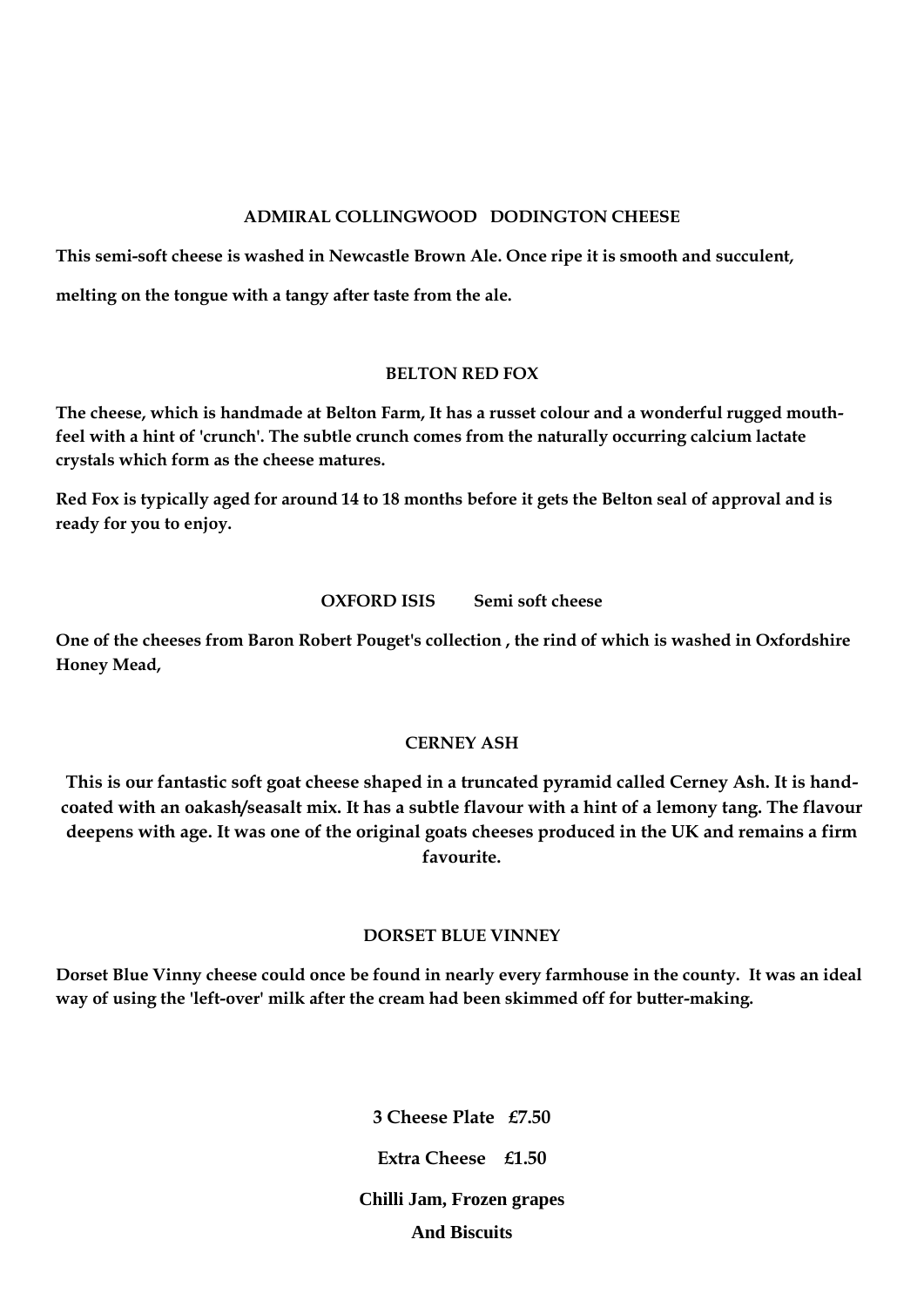### ADMIRAL COLLINGWOOD   DODINGTON CHEESE

**This semi-soft cheese is washed in Newcastle Brown Ale. Once ripe it is smooth and succulent,**

**melting on the tongue with a tangy after taste from the ale.**

### BELTON RED FOX

**The cheese, which is handmade at Belton Farm, It has a russet colour and a wonderful rugged mouth-feel with a hint of 'crunch'. The subtle crunch comes from the naturally occurring calcium lactate crystals which form as the cheese matures.**

**Red Fox is typically aged for around 14 to 18 months before it gets the Belton seal of approval and is ready for you to enjoy.**

### OXFORD ISIS        Semi soft cheese

**One of the cheeses from Baron Robert Pouget's collection , the rind of which is washed in Oxfordshire Honey Mead,**

### CERNEY ASH

**This is our fantastic soft goat cheese shaped in a truncated pyramid called Cerney Ash. It is hand-coated with an oakash/seasalt mix. It has a subtle flavour with a hint of a lemony tang. The flavour deepens with age. It was one of the original goats cheeses produced in the UK and remains a firm favourite.**

### DORSET BLUE VINNEY

**Dorset Blue Vinny cheese could once be found in nearly every farmhouse in the county. It was an ideal way of using the 'left-over' milk after the cream had been skimmed off for butter-making.**

**3 Cheese Plate   £7.50**

**Extra Cheese   £1.50**

**Chilli Jam, Frozen grapes**

**And Biscuits**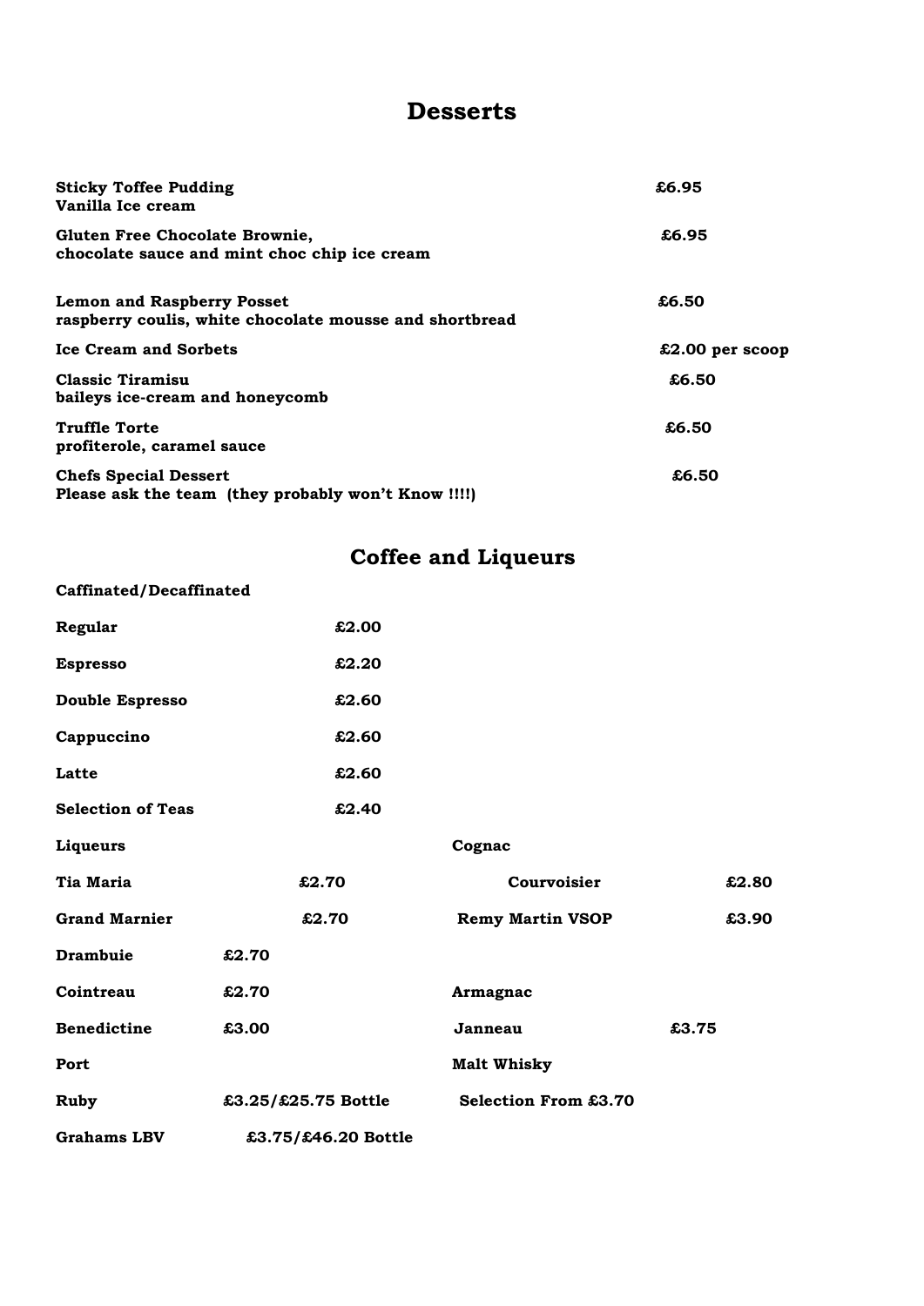# Desserts

| | |
|---|---|
| **Sticky Toffee Pudding**<br>**Vanilla Ice cream** | **£6.95** |
| **Gluten Free Chocolate Brownie,**<br>**chocolate sauce and mint choc chip ice cream** | **£6.95** |
| **Lemon and Raspberry Posset**<br>**raspberry coulis, white chocolate mousse and shortbread** | **£6.50** |
| **Ice Cream and Sorbets** | **£2.00 per scoop** |
| **Classic Tiramisu**<br>**baileys ice-cream and honeycomb** | **£6.50** |
| **Truffle Torte**<br>**profiterole, caramel sauce** | **£6.50** |
| **Chefs Special Dessert**<br>**Please ask the team (they probably won't Know !!!!)** | **£6.50** |

# Coffee and Liqueurs

**Caffinated/Decaffinated**

| | |
|---|---|
| **Regular** | **£2.00** |
| **Espresso** | **£2.20** |
| **Double Espresso** | **£2.60** |
| **Cappuccino** | **£2.60** |
| **Latte** | **£2.60** |
| **Selection of Teas** | **£2.40** |

**Liqueurs**

| | |
|---|---|
| **Tia Maria** | **£2.70** |
| **Grand Marnier** | **£2.70** |
| **Drambuie** | **£2.70** |
| **Cointreau** | **£2.70** |
| **Benedictine** | **£3.00** |

**Port**

| | |
|---|---|
| **Ruby** | **£3.25/£25.75 Bottle** |
| **Grahams LBV** | **£3.75/£46.20 Bottle** |

**Cognac**

| | |
|---|---|
| **Courvoisier** | **£2.80** |
| **Remy Martin VSOP** | **£3.90** |

**Armagnac**

| | |
|---|---|
| **Janneau** | **£3.75** |

**Malt Whisky**

**Selection From £3.70**